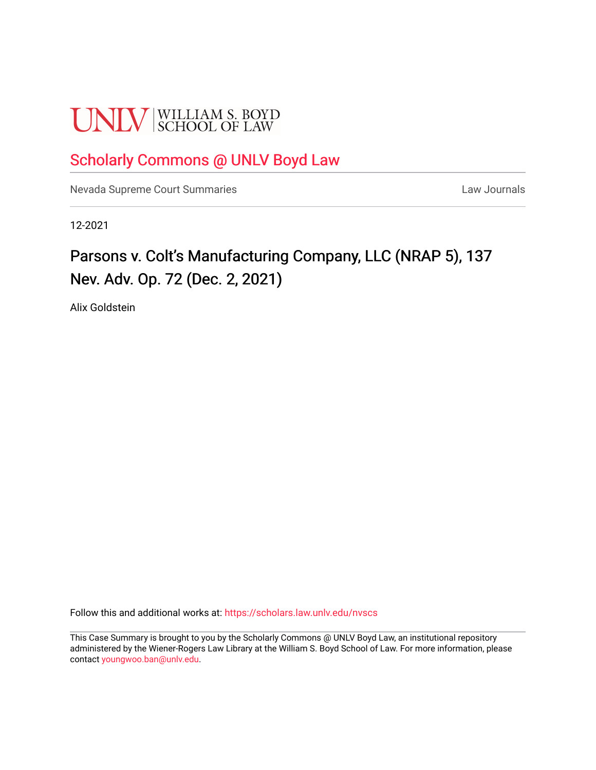UNLV | WILLIAM S. BOYD SCHOOL OF LAW

Scholarly Commons @ UNLV Boyd Law

Nevada Supreme Court Summaries

Law Journals

12-2021

# Parsons v. Colt's Manufacturing Company, LLC (NRAP 5), 137 Nev. Adv. Op. 72 (Dec. 2, 2021)

Alix Goldstein

Follow this and additional works at: https://scholars.law.unlv.edu/nvscs

This Case Summary is brought to you by the Scholarly Commons @ UNLV Boyd Law, an institutional repository administered by the Wiener-Rogers Law Library at the William S. Boyd School of Law. For more information, please contact youngwoo.ban@unlv.edu.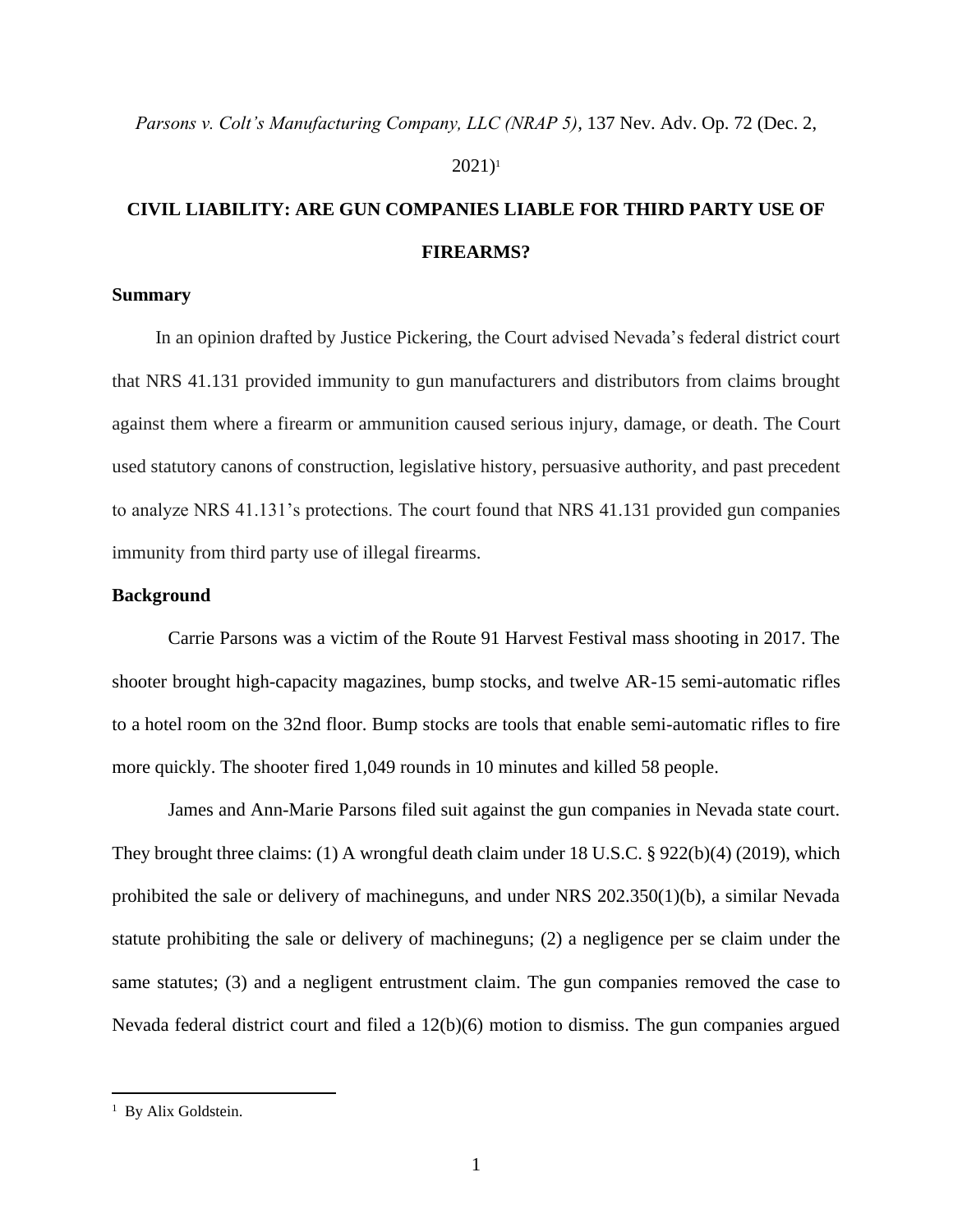*Parsons v. Colt's Manufacturing Company, LLC (NRAP 5)*, 137 Nev. Adv. Op. 72 (Dec. 2, 2021)[1]

# CIVIL LIABILITY: ARE GUN COMPANIES LIABLE FOR THIRD PARTY USE OF FIREARMS?

## Summary

In an opinion drafted by Justice Pickering, the Court advised Nevada's federal district court that NRS 41.131 provided immunity to gun manufacturers and distributors from claims brought against them where a firearm or ammunition caused serious injury, damage, or death. The Court used statutory canons of construction, legislative history, persuasive authority, and past precedent to analyze NRS 41.131's protections. The court found that NRS 41.131 provided gun companies immunity from third party use of illegal firearms.

## Background

Carrie Parsons was a victim of the Route 91 Harvest Festival mass shooting in 2017. The shooter brought high-capacity magazines, bump stocks, and twelve AR-15 semi-automatic rifles to a hotel room on the 32nd floor. Bump stocks are tools that enable semi-automatic rifles to fire more quickly. The shooter fired 1,049 rounds in 10 minutes and killed 58 people.

James and Ann-Marie Parsons filed suit against the gun companies in Nevada state court. They brought three claims: (1) A wrongful death claim under 18 U.S.C. § 922(b)(4) (2019), which prohibited the sale or delivery of machineguns, and under NRS 202.350(1)(b), a similar Nevada statute prohibiting the sale or delivery of machineguns; (2) a negligence per se claim under the same statutes; (3) and a negligent entrustment claim. The gun companies removed the case to Nevada federal district court and filed a 12(b)(6) motion to dismiss. The gun companies argued

---

[1] By Alix Goldstein.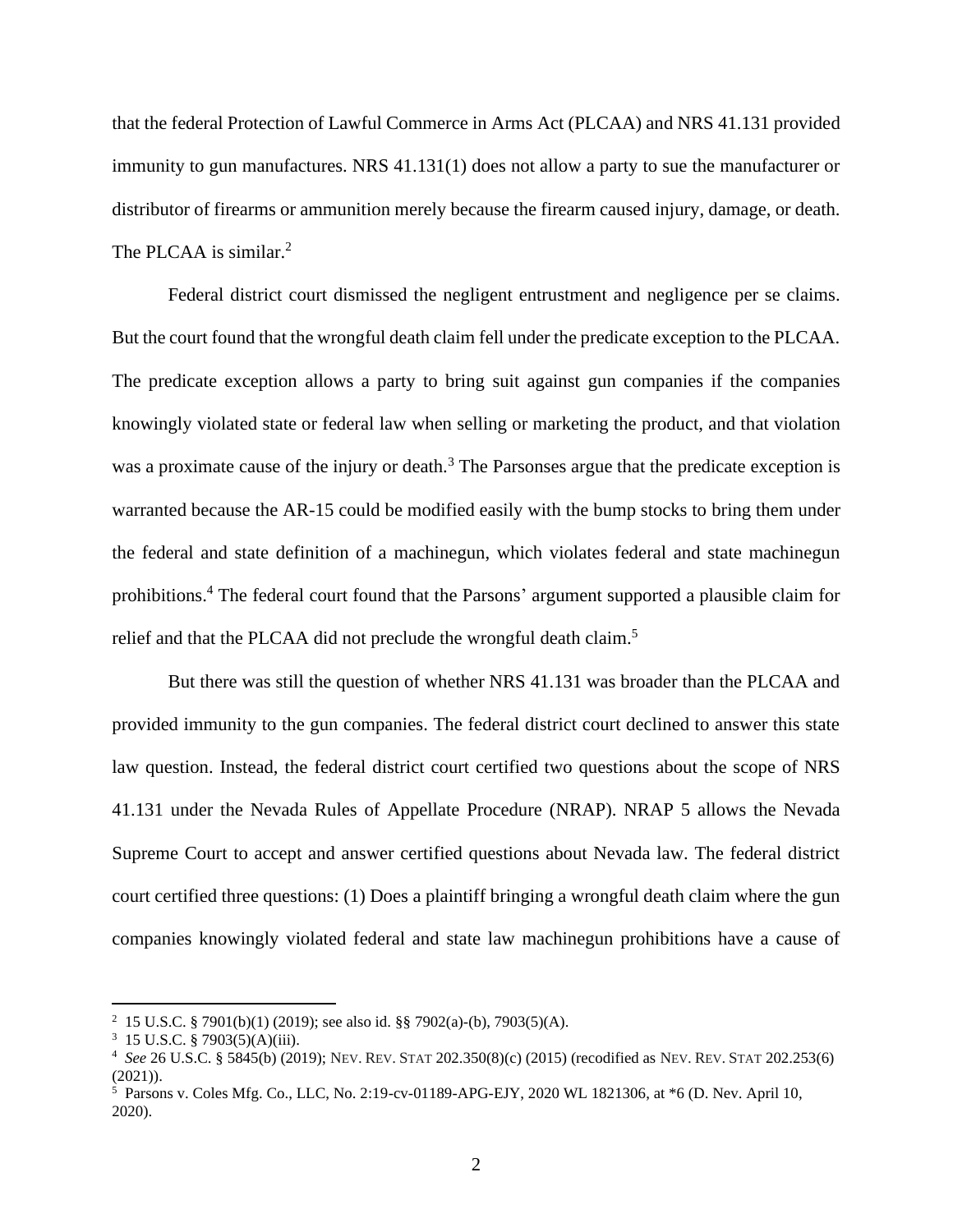that the federal Protection of Lawful Commerce in Arms Act (PLCAA) and NRS 41.131 provided immunity to gun manufactures. NRS 41.131(1) does not allow a party to sue the manufacturer or distributor of firearms or ammunition merely because the firearm caused injury, damage, or death. The PLCAA is similar.[2]

Federal district court dismissed the negligent entrustment and negligence per se claims. But the court found that the wrongful death claim fell under the predicate exception to the PLCAA. The predicate exception allows a party to bring suit against gun companies if the companies knowingly violated state or federal law when selling or marketing the product, and that violation was a proximate cause of the injury or death.[3] The Parsonses argue that the predicate exception is warranted because the AR-15 could be modified easily with the bump stocks to bring them under the federal and state definition of a machinegun, which violates federal and state machinegun prohibitions.[4] The federal court found that the Parsons' argument supported a plausible claim for relief and that the PLCAA did not preclude the wrongful death claim.[5]

But there was still the question of whether NRS 41.131 was broader than the PLCAA and provided immunity to the gun companies. The federal district court declined to answer this state law question. Instead, the federal district court certified two questions about the scope of NRS 41.131 under the Nevada Rules of Appellate Procedure (NRAP). NRAP 5 allows the Nevada Supreme Court to accept and answer certified questions about Nevada law. The federal district court certified three questions: (1) Does a plaintiff bringing a wrongful death claim where the gun companies knowingly violated federal and state law machinegun prohibitions have a cause of

---

[2] 15 U.S.C. § 7901(b)(1) (2019); see also id. §§ 7902(a)-(b), 7903(5)(A).

[3] 15 U.S.C. § 7903(5)(A)(iii).

[4] *See* 26 U.S.C. § 5845(b) (2019); NEV. REV. STAT 202.350(8)(c) (2015) (recodified as NEV. REV. STAT 202.253(6) (2021)).

[5] Parsons v. Coles Mfg. Co., LLC, No. 2:19-cv-01189-APG-EJY, 2020 WL 1821306, at *6 (D. Nev. April 10, 2020).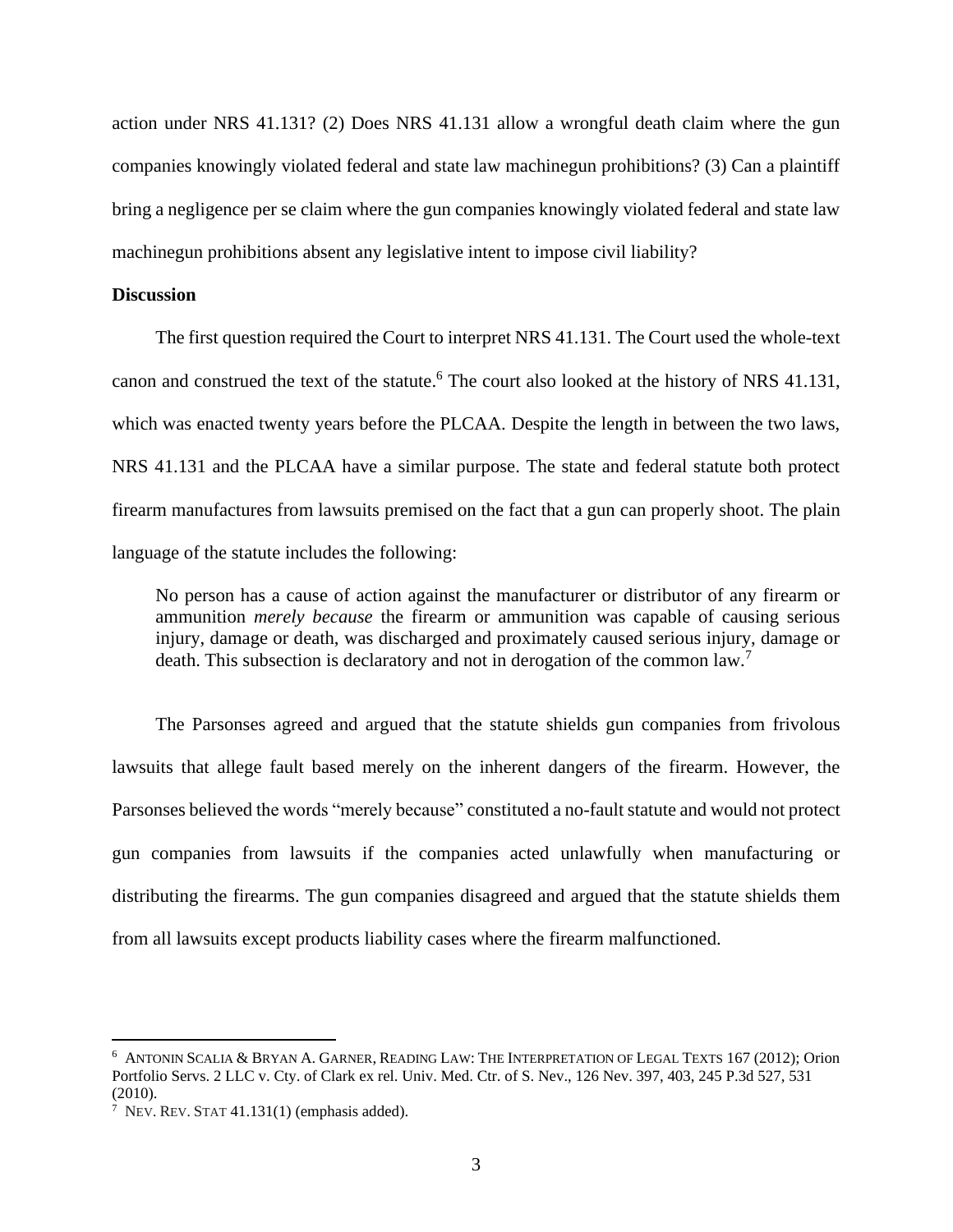action under NRS 41.131? (2) Does NRS 41.131 allow a wrongful death claim where the gun companies knowingly violated federal and state law machinegun prohibitions? (3) Can a plaintiff bring a negligence per se claim where the gun companies knowingly violated federal and state law machinegun prohibitions absent any legislative intent to impose civil liability?

**Discussion**

The first question required the Court to interpret NRS 41.131. The Court used the whole-text canon and construed the text of the statute.[6] The court also looked at the history of NRS 41.131, which was enacted twenty years before the PLCAA. Despite the length in between the two laws, NRS 41.131 and the PLCAA have a similar purpose. The state and federal statute both protect firearm manufactures from lawsuits premised on the fact that a gun can properly shoot. The plain language of the statute includes the following:

> No person has a cause of action against the manufacturer or distributor of any firearm or ammunition *merely because* the firearm or ammunition was capable of causing serious injury, damage or death, was discharged and proximately caused serious injury, damage or death. This subsection is declaratory and not in derogation of the common law.[7]

The Parsonses agreed and argued that the statute shields gun companies from frivolous lawsuits that allege fault based merely on the inherent dangers of the firearm. However, the Parsonses believed the words "merely because" constituted a no-fault statute and would not protect gun companies from lawsuits if the companies acted unlawfully when manufacturing or distributing the firearms. The gun companies disagreed and argued that the statute shields them from all lawsuits except products liability cases where the firearm malfunctioned.

---

[6] ANTONIN SCALIA & BRYAN A. GARNER, READING LAW: THE INTERPRETATION OF LEGAL TEXTS 167 (2012); Orion Portfolio Servs. 2 LLC v. Cty. of Clark ex rel. Univ. Med. Ctr. of S. Nev., 126 Nev. 397, 403, 245 P.3d 527, 531 (2010).

[7] NEV. REV. STAT 41.131(1) (emphasis added).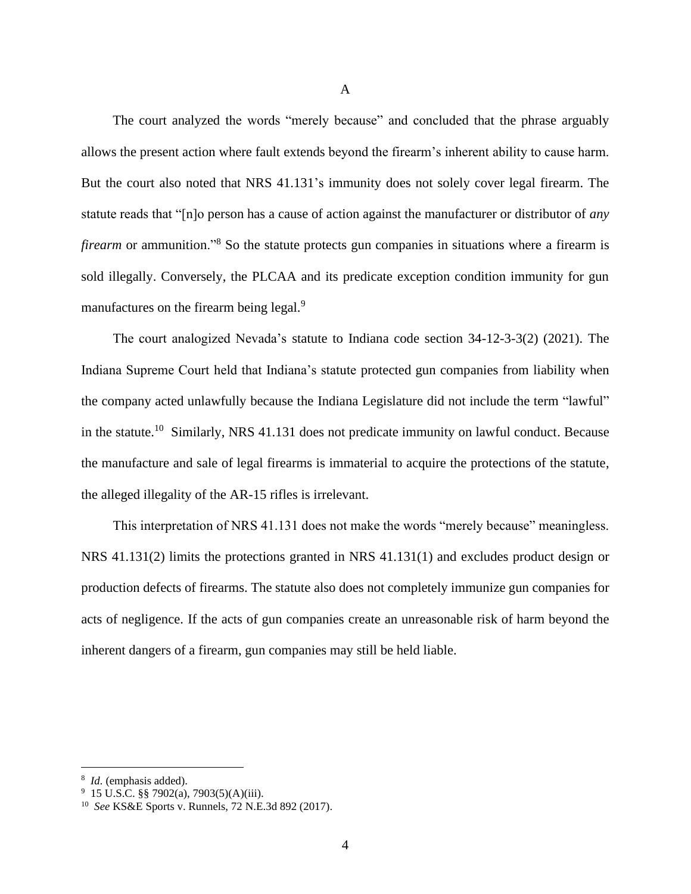## A

The court analyzed the words "merely because" and concluded that the phrase arguably allows the present action where fault extends beyond the firearm's inherent ability to cause harm. But the court also noted that NRS 41.131's immunity does not solely cover legal firearm. The statute reads that "[n]o person has a cause of action against the manufacturer or distributor of *any firearm* or ammunition."[8] So the statute protects gun companies in situations where a firearm is sold illegally. Conversely, the PLCAA and its predicate exception condition immunity for gun manufactures on the firearm being legal.[9]

The court analogized Nevada's statute to Indiana code section 34-12-3-3(2) (2021). The Indiana Supreme Court held that Indiana's statute protected gun companies from liability when the company acted unlawfully because the Indiana Legislature did not include the term "lawful" in the statute.[10] Similarly, NRS 41.131 does not predicate immunity on lawful conduct. Because the manufacture and sale of legal firearms is immaterial to acquire the protections of the statute, the alleged illegality of the AR-15 rifles is irrelevant.

This interpretation of NRS 41.131 does not make the words "merely because" meaningless. NRS 41.131(2) limits the protections granted in NRS 41.131(1) and excludes product design or production defects of firearms. The statute also does not completely immunize gun companies for acts of negligence. If the acts of gun companies create an unreasonable risk of harm beyond the inherent dangers of a firearm, gun companies may still be held liable.

---

[8] *Id.* (emphasis added).

[9] 15 U.S.C. §§ 7902(a), 7903(5)(A)(iii).

[10] *See* KS&E Sports v. Runnels, 72 N.E.3d 892 (2017).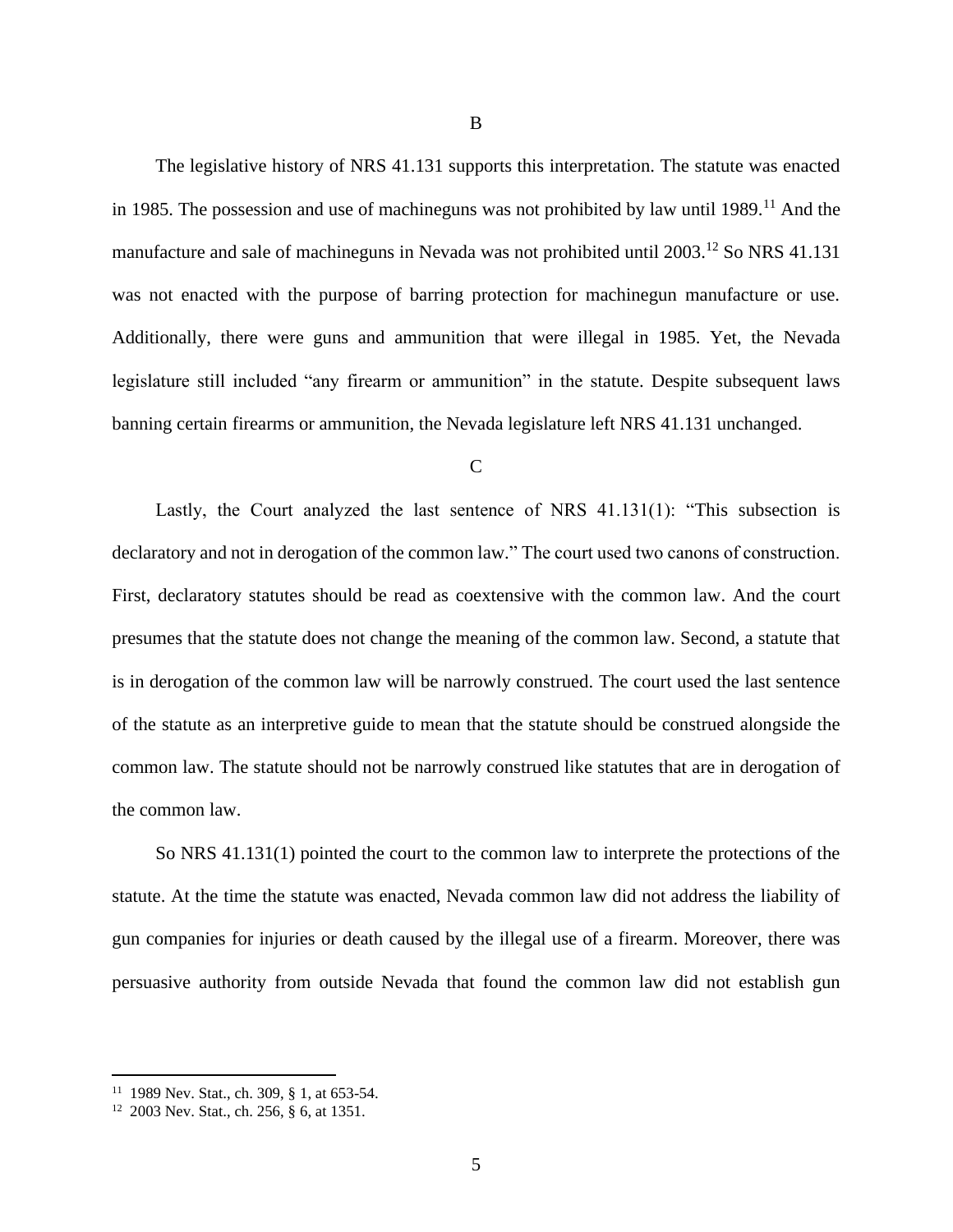### B

The legislative history of NRS 41.131 supports this interpretation. The statute was enacted in 1985. The possession and use of machineguns was not prohibited by law until 1989.[11] And the manufacture and sale of machineguns in Nevada was not prohibited until 2003.[12] So NRS 41.131 was not enacted with the purpose of barring protection for machinegun manufacture or use. Additionally, there were guns and ammunition that were illegal in 1985. Yet, the Nevada legislature still included "any firearm or ammunition" in the statute. Despite subsequent laws banning certain firearms or ammunition, the Nevada legislature left NRS 41.131 unchanged.

### C

Lastly, the Court analyzed the last sentence of NRS 41.131(1): "This subsection is declaratory and not in derogation of the common law." The court used two canons of construction. First, declaratory statutes should be read as coextensive with the common law. And the court presumes that the statute does not change the meaning of the common law. Second, a statute that is in derogation of the common law will be narrowly construed. The court used the last sentence of the statute as an interpretive guide to mean that the statute should be construed alongside the common law. The statute should not be narrowly construed like statutes that are in derogation of the common law.

So NRS 41.131(1) pointed the court to the common law to interprete the protections of the statute. At the time the statute was enacted, Nevada common law did not address the liability of gun companies for injuries or death caused by the illegal use of a firearm. Moreover, there was persuasive authority from outside Nevada that found the common law did not establish gun

---

[11] 1989 Nev. Stat., ch. 309, § 1, at 653-54.

[12] 2003 Nev. Stat., ch. 256, § 6, at 1351.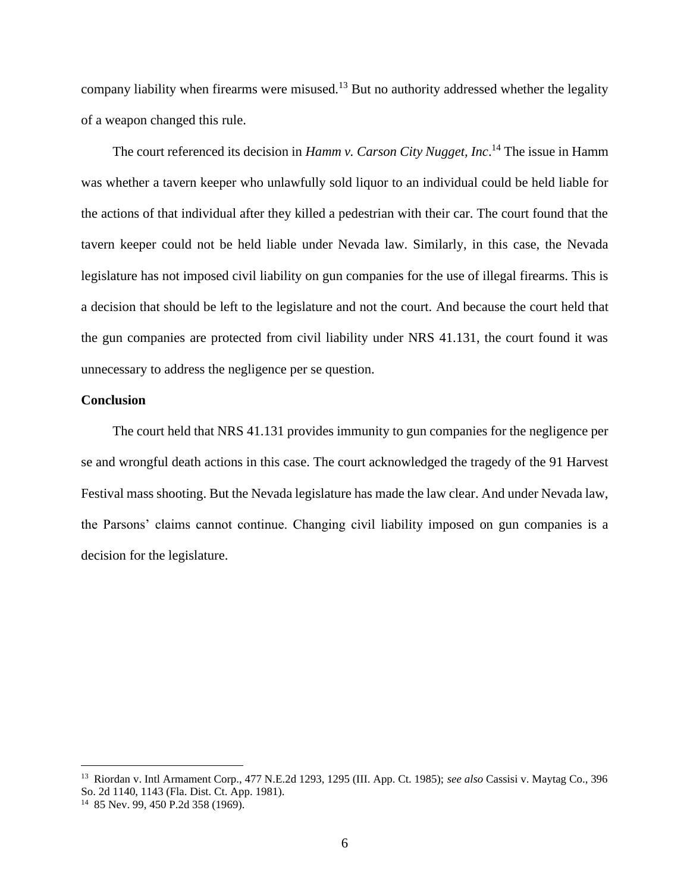company liability when firearms were misused.[13] But no authority addressed whether the legality of a weapon changed this rule.

The court referenced its decision in *Hamm v. Carson City Nugget, Inc*.[14] The issue in Hamm was whether a tavern keeper who unlawfully sold liquor to an individual could be held liable for the actions of that individual after they killed a pedestrian with their car. The court found that the tavern keeper could not be held liable under Nevada law. Similarly, in this case, the Nevada legislature has not imposed civil liability on gun companies for the use of illegal firearms. This is a decision that should be left to the legislature and not the court. And because the court held that the gun companies are protected from civil liability under NRS 41.131, the court found it was unnecessary to address the negligence per se question.

**Conclusion**

The court held that NRS 41.131 provides immunity to gun companies for the negligence per se and wrongful death actions in this case. The court acknowledged the tragedy of the 91 Harvest Festival mass shooting. But the Nevada legislature has made the law clear. And under Nevada law, the Parsons' claims cannot continue. Changing civil liability imposed on gun companies is a decision for the legislature.

---

[13] Riordan v. Intl Armament Corp., 477 N.E.2d 1293, 1295 (Ill. App. Ct. 1985); *see also* Cassisi v. Maytag Co., 396 So. 2d 1140, 1143 (Fla. Dist. Ct. App. 1981).

[14] 85 Nev. 99, 450 P.2d 358 (1969).